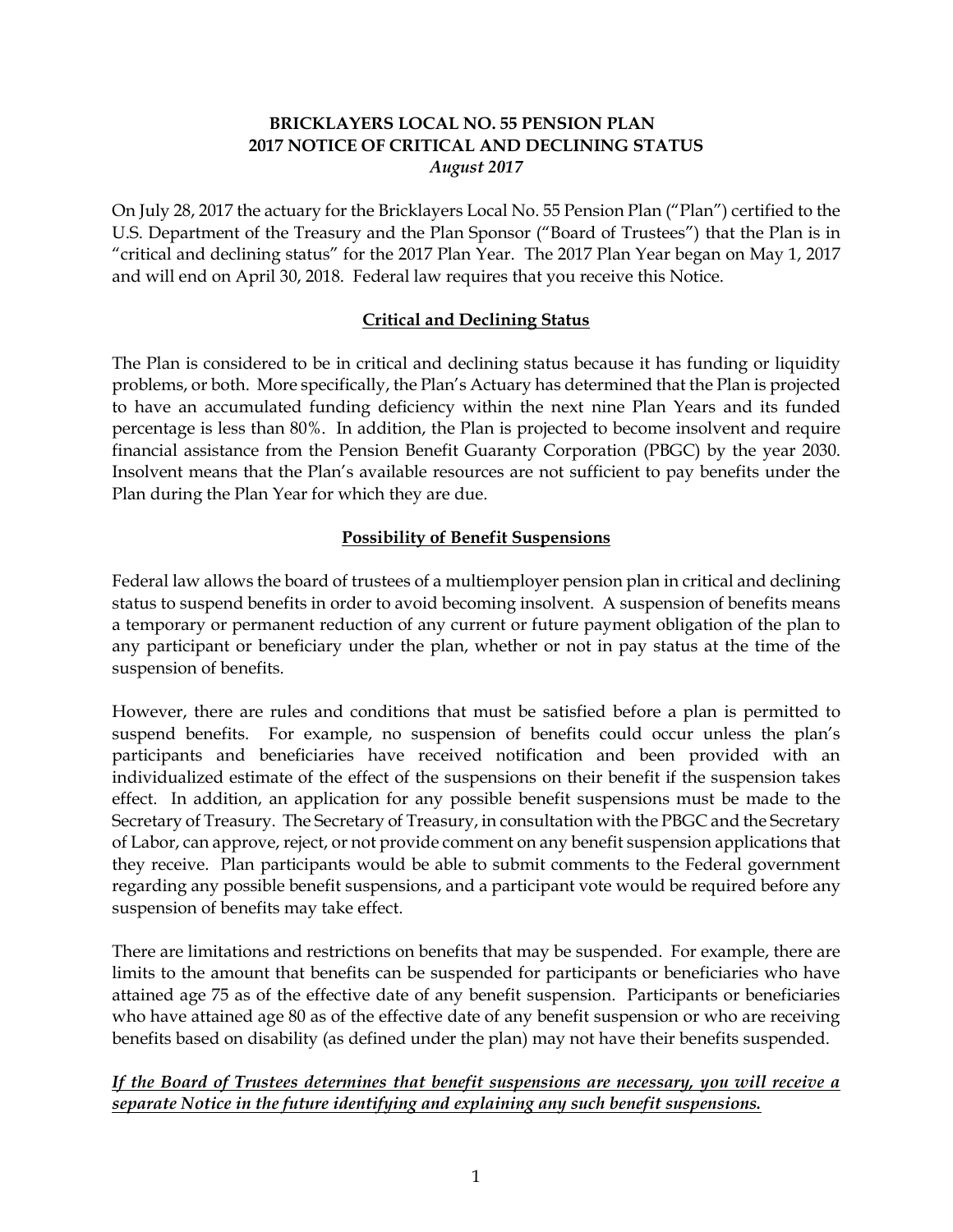# BRICKLAYERS LOCAL NO. 55 PENSION PLAN
# 2017 NOTICE OF CRITICAL AND DECLINING STATUS
*August 2017*

On July 28, 2017 the actuary for the Bricklayers Local No. 55 Pension Plan ("Plan") certified to the U.S. Department of the Treasury and the Plan Sponsor ("Board of Trustees") that the Plan is in "critical and declining status" for the 2017 Plan Year. The 2017 Plan Year began on May 1, 2017 and will end on April 30, 2018. Federal law requires that you receive this Notice.

## Critical and Declining Status

The Plan is considered to be in critical and declining status because it has funding or liquidity problems, or both. More specifically, the Plan's Actuary has determined that the Plan is projected to have an accumulated funding deficiency within the next nine Plan Years and its funded percentage is less than 80%. In addition, the Plan is projected to become insolvent and require financial assistance from the Pension Benefit Guaranty Corporation (PBGC) by the year 2030. Insolvent means that the Plan's available resources are not sufficient to pay benefits under the Plan during the Plan Year for which they are due.

## Possibility of Benefit Suspensions

Federal law allows the board of trustees of a multiemployer pension plan in critical and declining status to suspend benefits in order to avoid becoming insolvent. A suspension of benefits means a temporary or permanent reduction of any current or future payment obligation of the plan to any participant or beneficiary under the plan, whether or not in pay status at the time of the suspension of benefits.

However, there are rules and conditions that must be satisfied before a plan is permitted to suspend benefits. For example, no suspension of benefits could occur unless the plan's participants and beneficiaries have received notification and been provided with an individualized estimate of the effect of the suspensions on their benefit if the suspension takes effect. In addition, an application for any possible benefit suspensions must be made to the Secretary of Treasury. The Secretary of Treasury, in consultation with the PBGC and the Secretary of Labor, can approve, reject, or not provide comment on any benefit suspension applications that they receive. Plan participants would be able to submit comments to the Federal government regarding any possible benefit suspensions, and a participant vote would be required before any suspension of benefits may take effect.

There are limitations and restrictions on benefits that may be suspended. For example, there are limits to the amount that benefits can be suspended for participants or beneficiaries who have attained age 75 as of the effective date of any benefit suspension. Participants or beneficiaries who have attained age 80 as of the effective date of any benefit suspension or who are receiving benefits based on disability (as defined under the plan) may not have their benefits suspended.

***If the Board of Trustees determines that benefit suspensions are necessary, you will receive a separate Notice in the future identifying and explaining any such benefit suspensions.***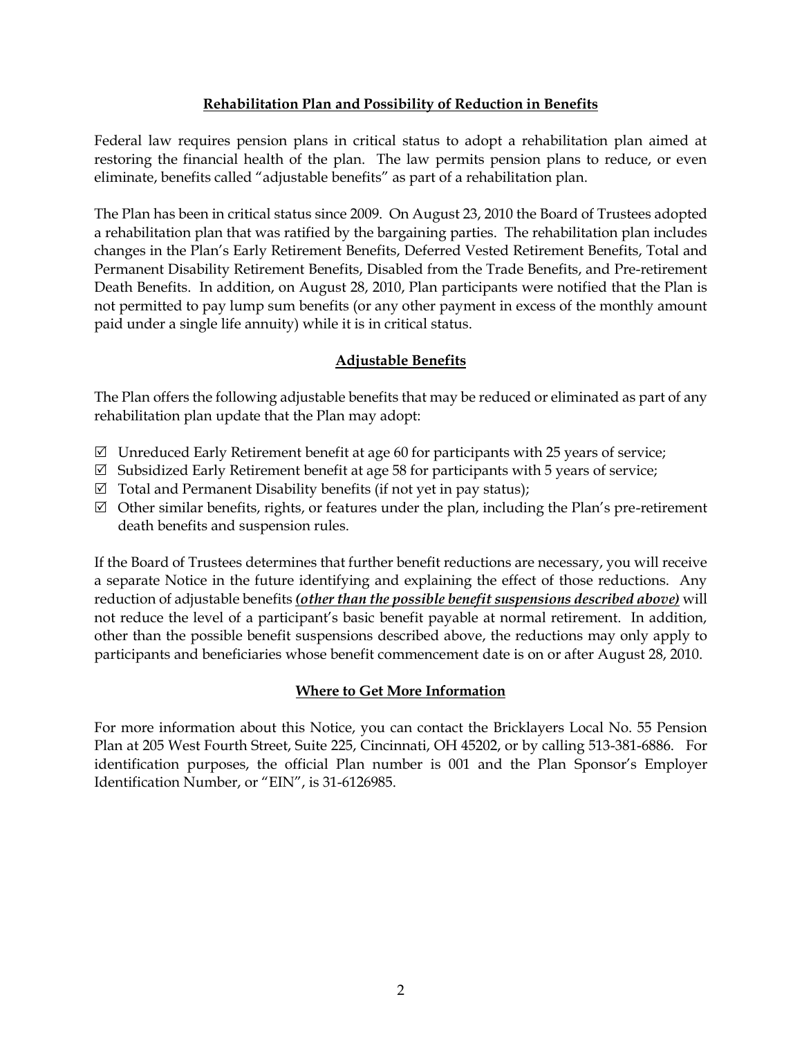## Rehabilitation Plan and Possibility of Reduction in Benefits

Federal law requires pension plans in critical status to adopt a rehabilitation plan aimed at restoring the financial health of the plan. The law permits pension plans to reduce, or even eliminate, benefits called "adjustable benefits" as part of a rehabilitation plan.

The Plan has been in critical status since 2009. On August 23, 2010 the Board of Trustees adopted a rehabilitation plan that was ratified by the bargaining parties. The rehabilitation plan includes changes in the Plan's Early Retirement Benefits, Deferred Vested Retirement Benefits, Total and Permanent Disability Retirement Benefits, Disabled from the Trade Benefits, and Pre-retirement Death Benefits. In addition, on August 28, 2010, Plan participants were notified that the Plan is not permitted to pay lump sum benefits (or any other payment in excess of the monthly amount paid under a single life annuity) while it is in critical status.

## Adjustable Benefits

The Plan offers the following adjustable benefits that may be reduced or eliminated as part of any rehabilitation plan update that the Plan may adopt:

- ☑ Unreduced Early Retirement benefit at age 60 for participants with 25 years of service;
- ☑ Subsidized Early Retirement benefit at age 58 for participants with 5 years of service;
- ☑ Total and Permanent Disability benefits (if not yet in pay status);
- ☑ Other similar benefits, rights, or features under the plan, including the Plan's pre-retirement death benefits and suspension rules.

If the Board of Trustees determines that further benefit reductions are necessary, you will receive a separate Notice in the future identifying and explaining the effect of those reductions. Any reduction of adjustable benefits ***(other than the possible benefit suspensions described above)*** will not reduce the level of a participant's basic benefit payable at normal retirement. In addition, other than the possible benefit suspensions described above, the reductions may only apply to participants and beneficiaries whose benefit commencement date is on or after August 28, 2010.

## Where to Get More Information

For more information about this Notice, you can contact the Bricklayers Local No. 55 Pension Plan at 205 West Fourth Street, Suite 225, Cincinnati, OH 45202, or by calling 513-381-6886. For identification purposes, the official Plan number is 001 and the Plan Sponsor's Employer Identification Number, or "EIN", is 31-6126985.